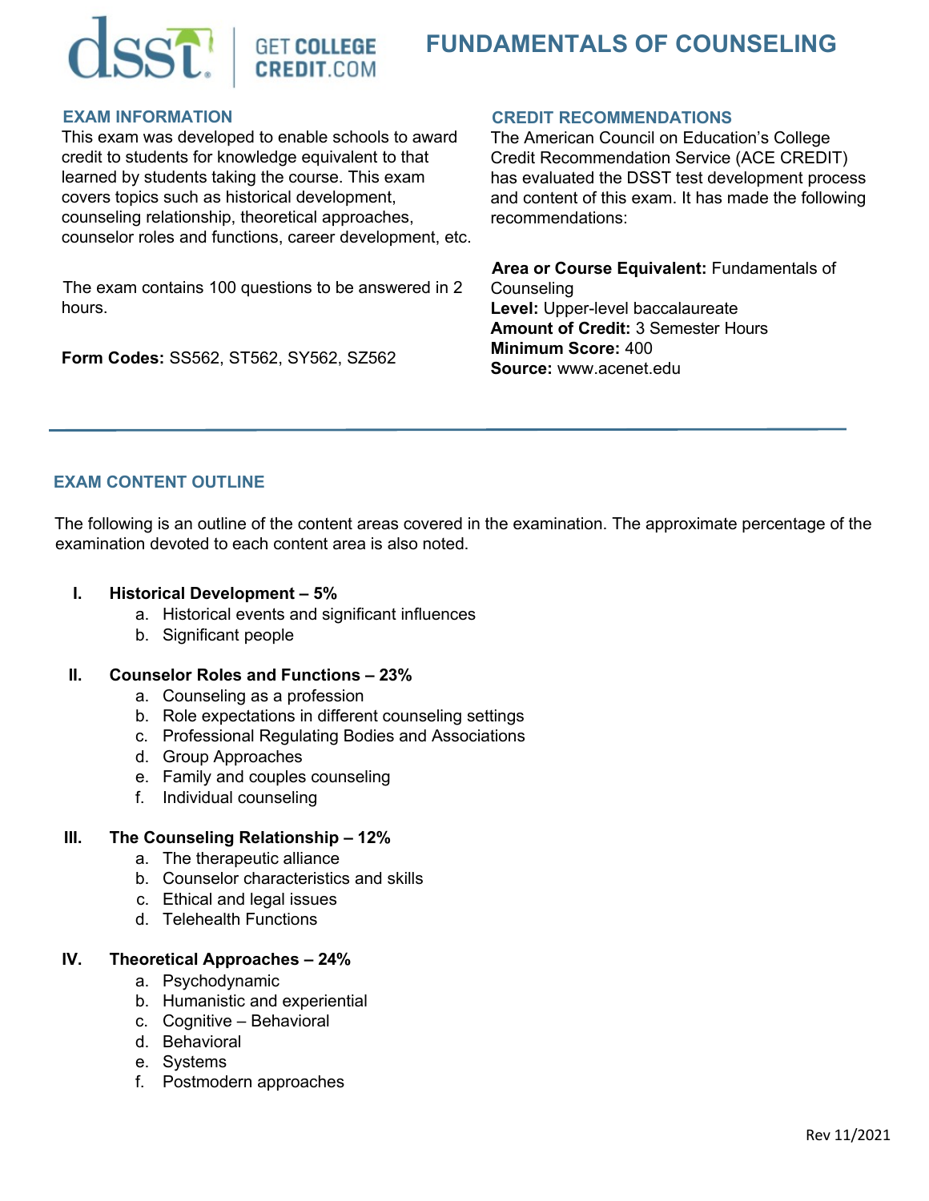# FUNDAMENTALS OF COUNSELING

## EXAM INFORMATION

This exam was developed to enable schools to award credit to students for knowledge equivalent to that learned by students taking the course. This exam covers topics such as historical development, counseling relationship, theoretical approaches, counselor roles and functions, career development, etc.

The exam contains 100 questions to be answered in 2 hours.

**Form Codes:** SS562, ST562, SY562, SZ562

## CREDIT RECOMMENDATIONS

The American Council on Education's College Credit Recommendation Service (ACE CREDIT) has evaluated the DSST test development process and content of this exam. It has made the following recommendations:

**Area or Course Equivalent:** Fundamentals of Counseling
**Level:** Upper-level baccalaureate
**Amount of Credit:** 3 Semester Hours
**Minimum Score:** 400
**Source:** www.acenet.edu

## EXAM CONTENT OUTLINE

The following is an outline of the content areas covered in the examination. The approximate percentage of the examination devoted to each content area is also noted.

I. **Historical Development – 5%**
   a. Historical events and significant influences
   b. Significant people

II. **Counselor Roles and Functions – 23%**
   a. Counseling as a profession
   b. Role expectations in different counseling settings
   c. Professional Regulating Bodies and Associations
   d. Group Approaches
   e. Family and couples counseling
   f. Individual counseling

III. **The Counseling Relationship – 12%**
   a. The therapeutic alliance
   b. Counselor characteristics and skills
   c. Ethical and legal issues
   d. Telehealth Functions

IV. **Theoretical Approaches – 24%**
   a. Psychodynamic
   b. Humanistic and experiential
   c. Cognitive – Behavioral
   d. Behavioral
   e. Systems
   f. Postmodern approaches

Rev 11/2021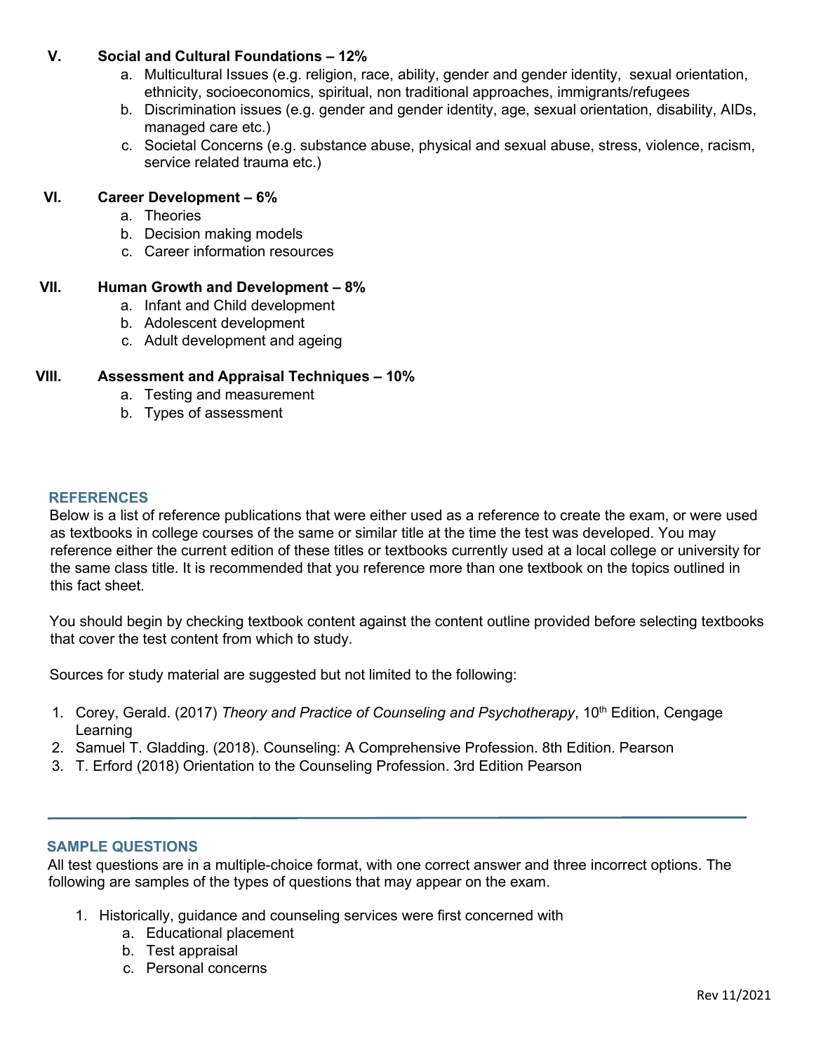**V. Social and Cultural Foundations – 12%**

a. Multicultural Issues (e.g. religion, race, ability, gender and gender identity, sexual orientation, ethnicity, socioeconomics, spiritual, non traditional approaches, immigrants/refugees
b. Discrimination issues (e.g. gender and gender identity, age, sexual orientation, disability, AIDs, managed care etc.)
c. Societal Concerns (e.g. substance abuse, physical and sexual abuse, stress, violence, racism, service related trauma etc.)

**VI. Career Development – 6%**

a. Theories
b. Decision making models
c. Career information resources

**VII. Human Growth and Development – 8%**

a. Infant and Child development
b. Adolescent development
c. Adult development and ageing

**VIII. Assessment and Appraisal Techniques – 10%**

a. Testing and measurement
b. Types of assessment

## REFERENCES

Below is a list of reference publications that were either used as a reference to create the exam, or were used as textbooks in college courses of the same or similar title at the time the test was developed. You may reference either the current edition of these titles or textbooks currently used at a local college or university for the same class title. It is recommended that you reference more than one textbook on the topics outlined in this fact sheet.

You should begin by checking textbook content against the content outline provided before selecting textbooks that cover the test content from which to study.

Sources for study material are suggested but not limited to the following:

1. Corey, Gerald. (2017) *Theory and Practice of Counseling and Psychotherapy*, 10th Edition, Cengage Learning
2. Samuel T. Gladding. (2018). Counseling: A Comprehensive Profession. 8th Edition. Pearson
3. T. Erford (2018) Orientation to the Counseling Profession. 3rd Edition Pearson

---

## SAMPLE QUESTIONS

All test questions are in a multiple-choice format, with one correct answer and three incorrect options. The following are samples of the types of questions that may appear on the exam.

1. Historically, guidance and counseling services were first concerned with
   a. Educational placement
   b. Test appraisal
   c. Personal concerns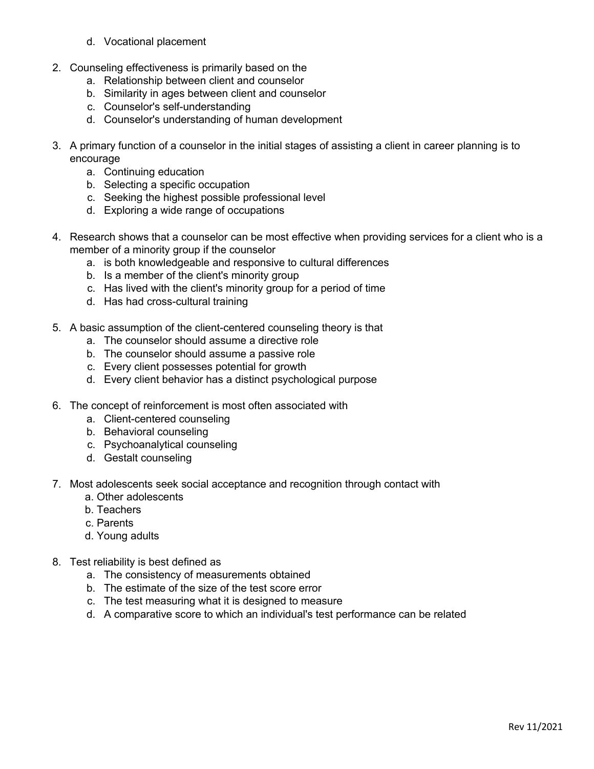d. Vocational placement

2. Counseling effectiveness is primarily based on the
   a. Relationship between client and counselor
   b. Similarity in ages between client and counselor
   c. Counselor's self-understanding
   d. Counselor's understanding of human development

3. A primary function of a counselor in the initial stages of assisting a client in career planning is to encourage
   a. Continuing education
   b. Selecting a specific occupation
   c. Seeking the highest possible professional level
   d. Exploring a wide range of occupations

4. Research shows that a counselor can be most effective when providing services for a client who is a member of a minority group if the counselor
   a. is both knowledgeable and responsive to cultural differences
   b. Is a member of the client's minority group
   c. Has lived with the client's minority group for a period of time
   d. Has had cross-cultural training

5. A basic assumption of the client-centered counseling theory is that
   a. The counselor should assume a directive role
   b. The counselor should assume a passive role
   c. Every client possesses potential for growth
   d. Every client behavior has a distinct psychological purpose

6. The concept of reinforcement is most often associated with
   a. Client-centered counseling
   b. Behavioral counseling
   c. Psychoanalytical counseling
   d. Gestalt counseling

7. Most adolescents seek social acceptance and recognition through contact with
   a. Other adolescents
   b. Teachers
   c. Parents
   d. Young adults

8. Test reliability is best defined as
   a. The consistency of measurements obtained
   b. The estimate of the size of the test score error
   c. The test measuring what it is designed to measure
   d. A comparative score to which an individual's test performance can be related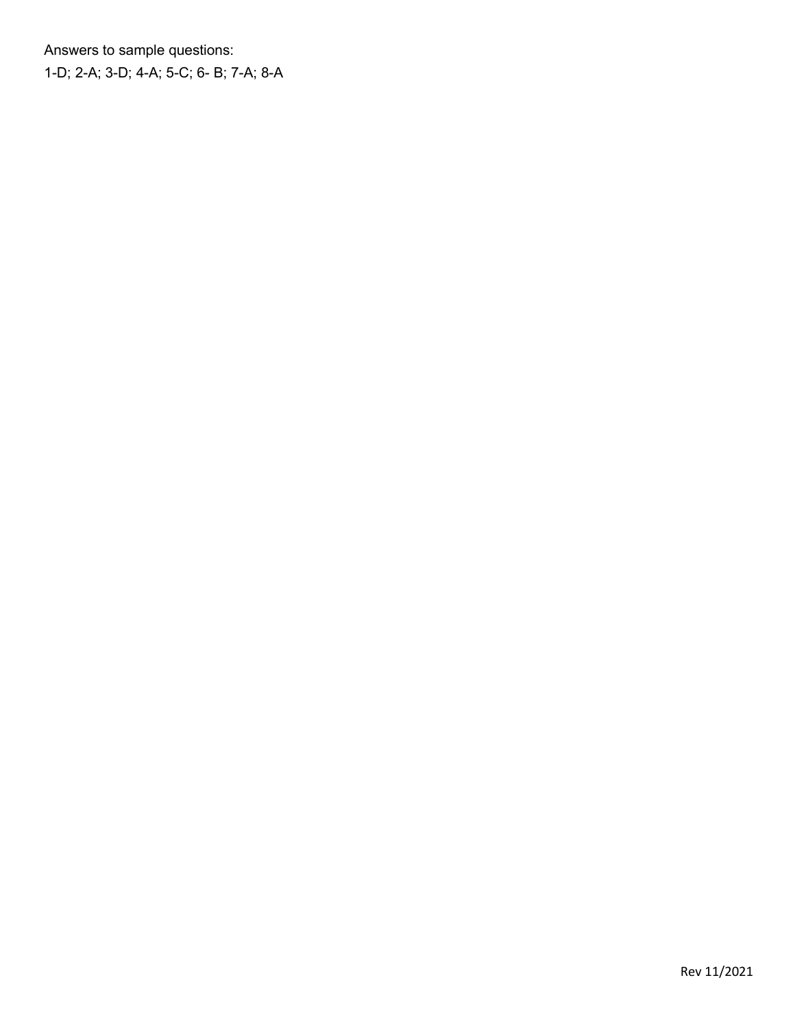Answers to sample questions:

1-D; 2-A; 3-D; 4-A; 5-C; 6- B; 7-A; 8-A

Rev 11/2021